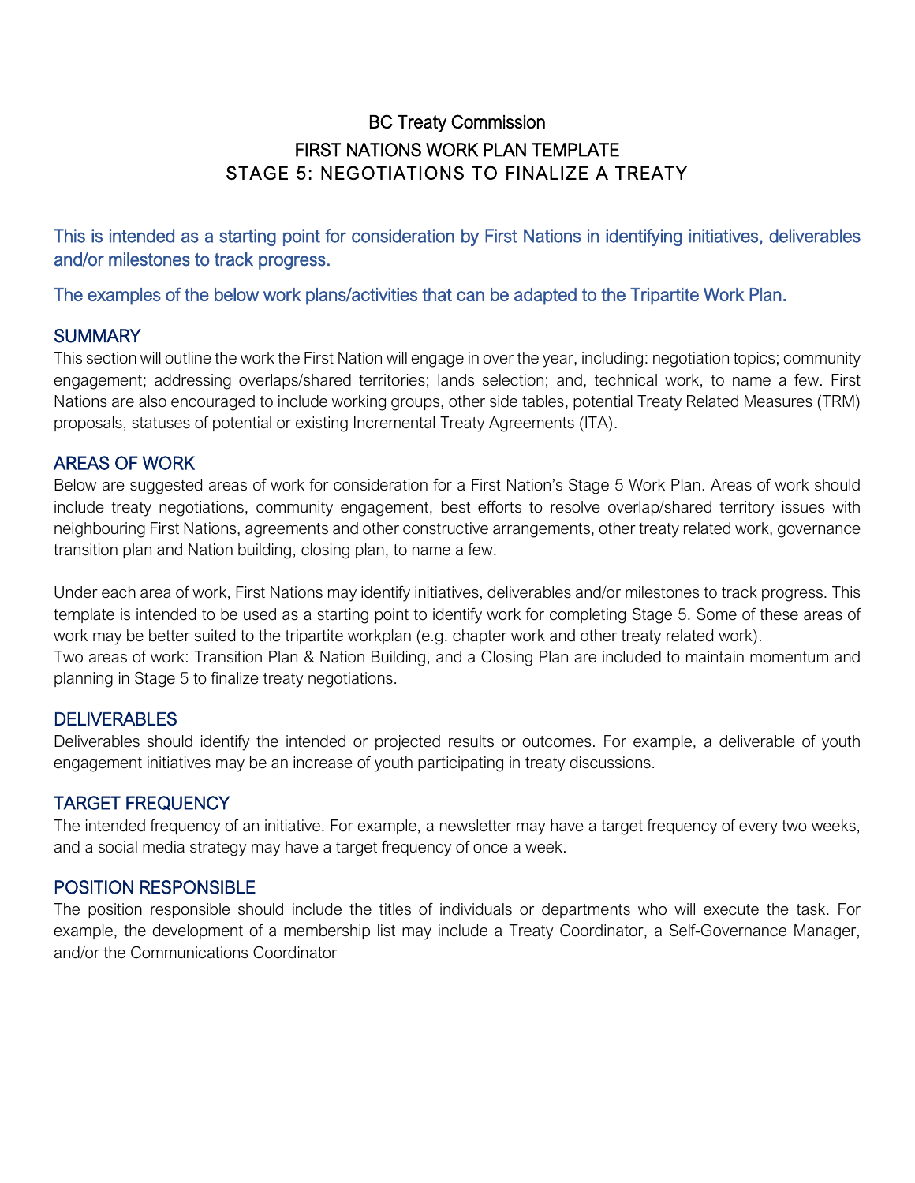# BC Treaty Commission

## FIRST NATIONS WORK PLAN TEMPLATE

## STAGE 5: NEGOTIATIONS TO FINALIZE A TREATY

This is intended as a starting point for consideration by First Nations in identifying initiatives, deliverables and/or milestones to track progress.

The examples of the below work plans/activities that can be adapted to the Tripartite Work Plan.

### SUMMARY

This section will outline the work the First Nation will engage in over the year, including: negotiation topics; community engagement; addressing overlaps/shared territories; lands selection; and, technical work, to name a few. First Nations are also encouraged to include working groups, other side tables, potential Treaty Related Measures (TRM) proposals, statuses of potential or existing Incremental Treaty Agreements (ITA).

### AREAS OF WORK

Below are suggested areas of work for consideration for a First Nation's Stage 5 Work Plan. Areas of work should include treaty negotiations, community engagement, best efforts to resolve overlap/shared territory issues with neighbouring First Nations, agreements and other constructive arrangements, other treaty related work, governance transition plan and Nation building, closing plan, to name a few.

Under each area of work, First Nations may identify initiatives, deliverables and/or milestones to track progress. This template is intended to be used as a starting point to identify work for completing Stage 5. Some of these areas of work may be better suited to the tripartite workplan (e.g. chapter work and other treaty related work).
Two areas of work: Transition Plan & Nation Building, and a Closing Plan are included to maintain momentum and planning in Stage 5 to finalize treaty negotiations.

### DELIVERABLES

Deliverables should identify the intended or projected results or outcomes. For example, a deliverable of youth engagement initiatives may be an increase of youth participating in treaty discussions.

### TARGET FREQUENCY

The intended frequency of an initiative. For example, a newsletter may have a target frequency of every two weeks, and a social media strategy may have a target frequency of once a week.

### POSITION RESPONSIBLE

The position responsible should include the titles of individuals or departments who will execute the task. For example, the development of a membership list may include a Treaty Coordinator, a Self-Governance Manager, and/or the Communications Coordinator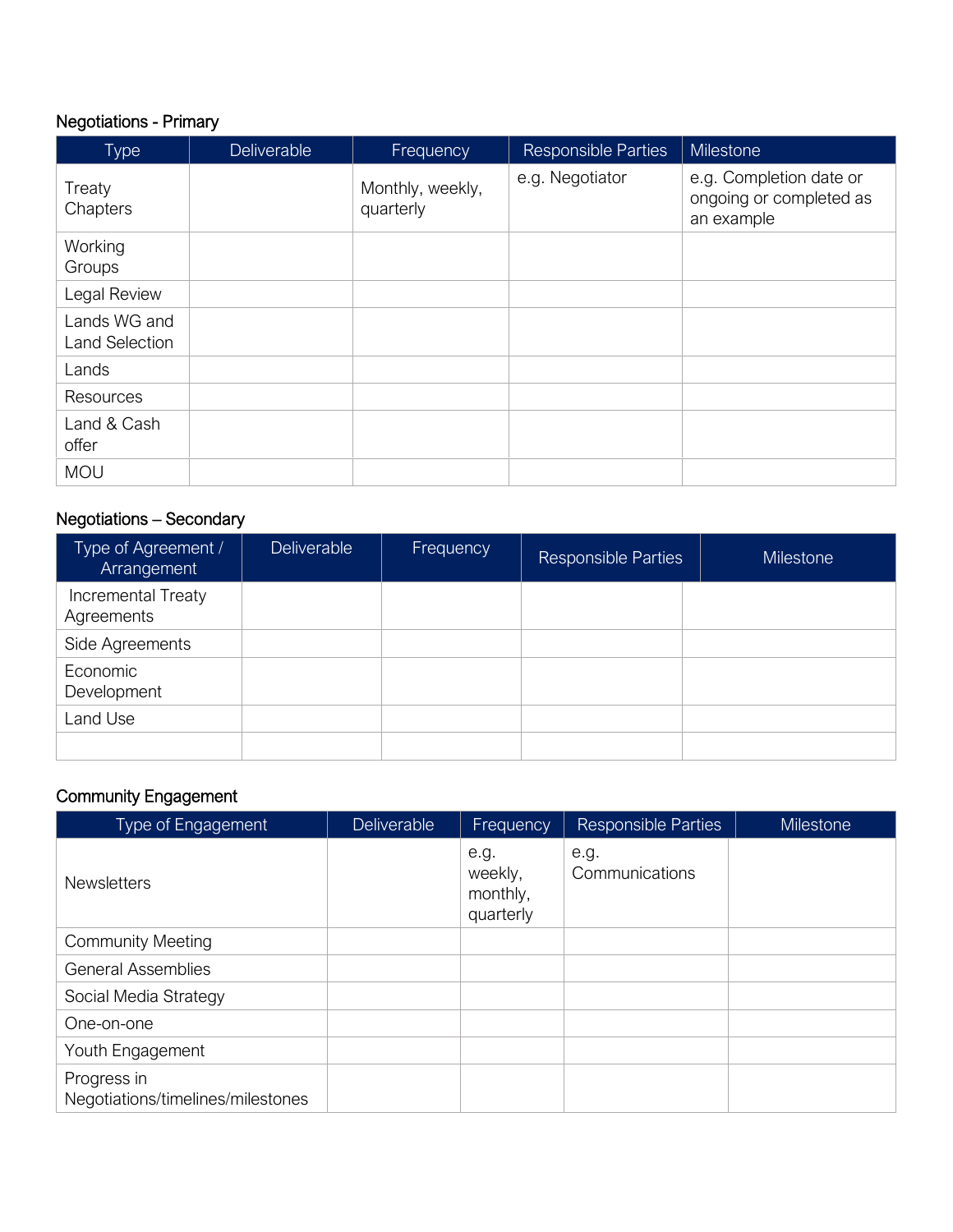### Negotiations - Primary

| Type | Deliverable | Frequency | Responsible Parties | Milestone |
|---|---|---|---|---|
| Treaty Chapters | | Monthly, weekly, quarterly | e.g. Negotiator | e.g. Completion date or ongoing or completed as an example |
| Working Groups | | | | |
| Legal Review | | | | |
| Lands WG and Land Selection | | | | |
| Lands | | | | |
| Resources | | | | |
| Land & Cash offer | | | | |
| MOU | | | | |

### Negotiations – Secondary

| Type of Agreement / Arrangement | Deliverable | Frequency | Responsible Parties | Milestone |
|---|---|---|---|---|
| Incremental Treaty Agreements | | | | |
| Side Agreements | | | | |
| Economic Development | | | | |
| Land Use | | | | |
| | | | | |

### Community Engagement

| Type of Engagement | Deliverable | Frequency | Responsible Parties | Milestone |
|---|---|---|---|---|
| Newsletters | | e.g. weekly, monthly, quarterly | e.g. Communications | |
| Community Meeting | | | | |
| General Assemblies | | | | |
| Social Media Strategy | | | | |
| One-on-one | | | | |
| Youth Engagement | | | | |
| Progress in Negotiations/timelines/milestones | | | | |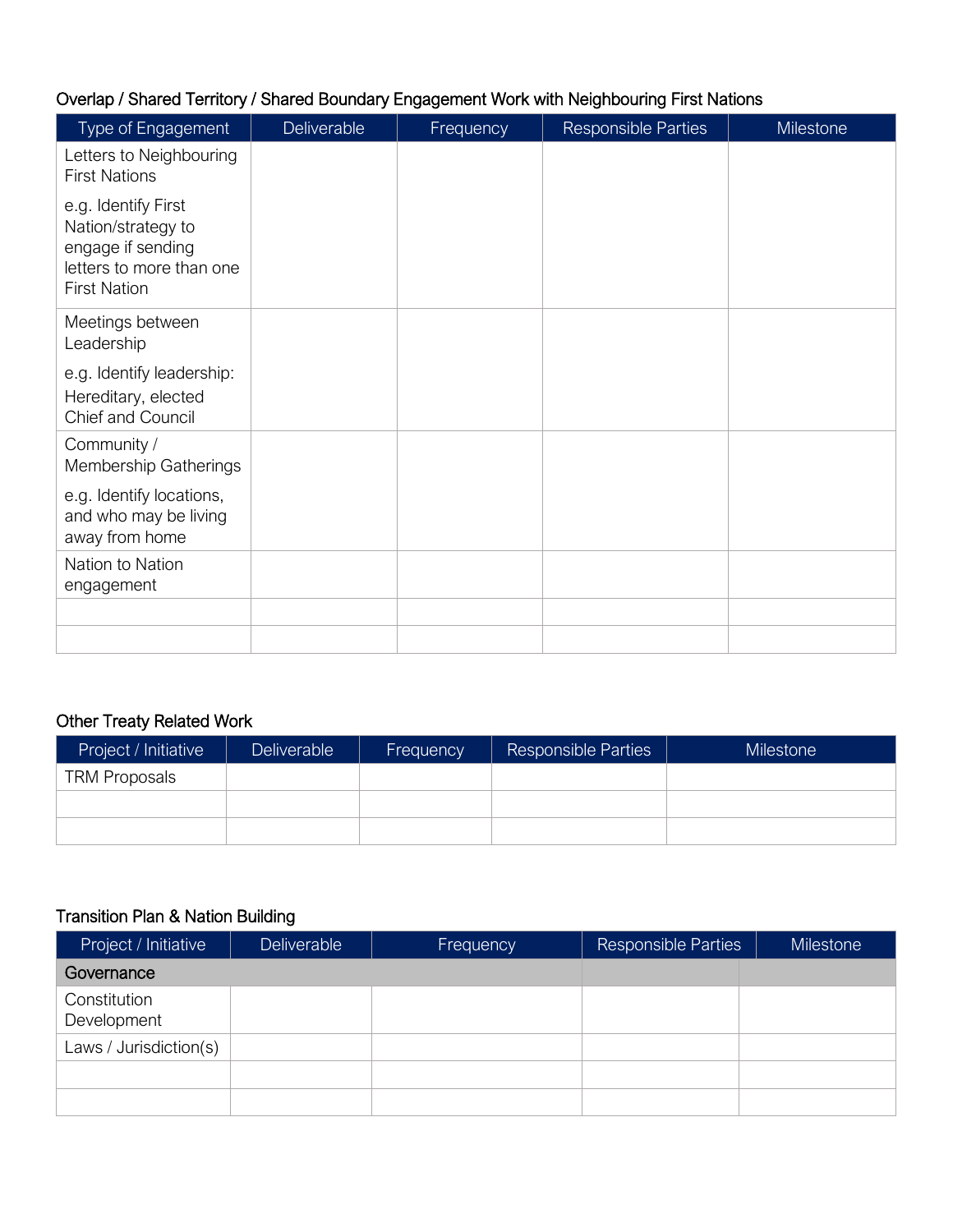### Overlap / Shared Territory / Shared Boundary Engagement Work with Neighbouring First Nations

| Type of Engagement | Deliverable | Frequency | Responsible Parties | Milestone |
|---|---|---|---|---|
| Letters to Neighbouring First Nations<br><br>e.g. Identify First Nation/strategy to engage if sending letters to more than one First Nation | | | | |
| Meetings between Leadership<br><br>e.g. Identify leadership: Hereditary, elected Chief and Council | | | | |
| Community / Membership Gatherings<br><br>e.g. Identify locations, and who may be living away from home | | | | |
| Nation to Nation engagement | | | | |
| | | | | |
| | | | | |

### Other Treaty Related Work

| Project / Initiative | Deliverable | Frequency | Responsible Parties | Milestone |
|---|---|---|---|---|
| TRM Proposals | | | | |
| | | | | |
| | | | | |

### Transition Plan & Nation Building

| Project / Initiative | Deliverable | Frequency | Responsible Parties | Milestone |
|---|---|---|---|---|
| **Governance** | | | | |
| Constitution Development | | | | |
| Laws / Jurisdiction(s) | | | | |
| | | | | |
| | | | | |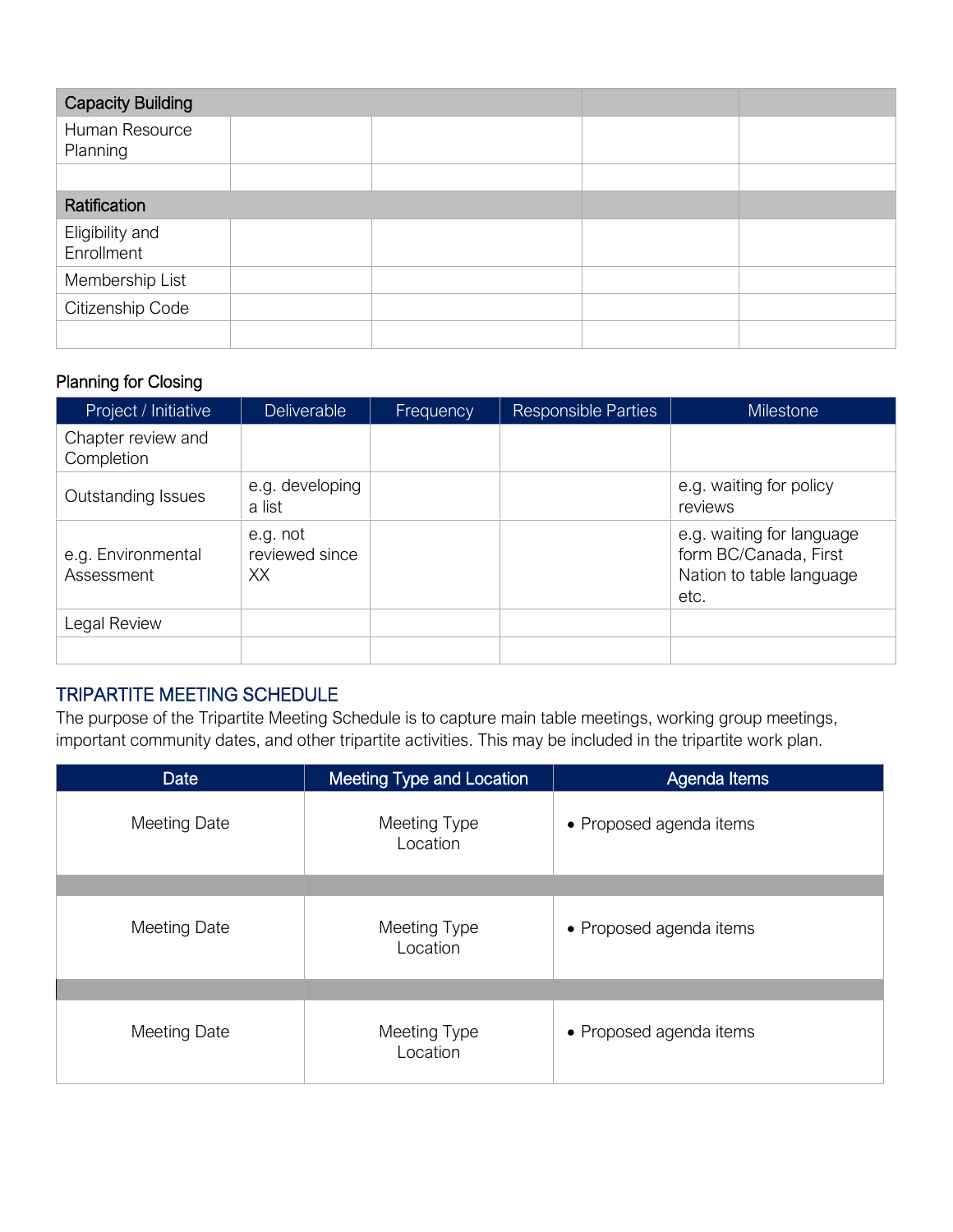| Capacity Building | | | | |
|---|---|---|---|---|
| Human Resource Planning | | | | |
| | | | | |
| **Ratification** | | | | |
| Eligibility and Enrollment | | | | |
| Membership List | | | | |
| Citizenship Code | | | | |
| | | | | |

Planning for Closing

| Project / Initiative | Deliverable | Frequency | Responsible Parties | Milestone |
|---|---|---|---|---|
| Chapter review and Completion | | | | |
| Outstanding Issues | e.g. developing a list | | | e.g. waiting for policy reviews |
| e.g. Environmental Assessment | e.g. not reviewed since XX | | | e.g. waiting for language form BC/Canada, First Nation to table language etc. |
| Legal Review | | | | |
| | | | | |

## TRIPARTITE MEETING SCHEDULE

The purpose of the Tripartite Meeting Schedule is to capture main table meetings, working group meetings, important community dates, and other tripartite activities. This may be included in the tripartite work plan.

| Date | Meeting Type and Location | Agenda Items |
|---|---|---|
| Meeting Date | Meeting Type<br>Location | • Proposed agenda items |
| | | |
| Meeting Date | Meeting Type<br>Location | • Proposed agenda items |
| | | |
| Meeting Date | Meeting Type<br>Location | • Proposed agenda items |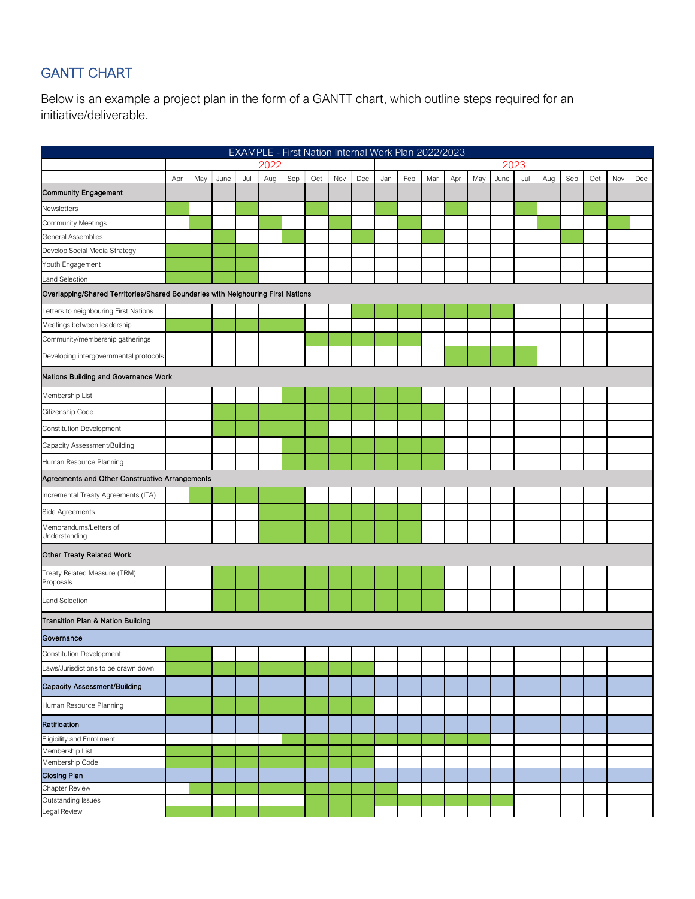## GANTT CHART

Below is an example a project plan in the form of a GANTT chart, which outline steps required for an initiative/deliverable.

EXAMPLE - First Nation Internal Work Plan 2022/2023

2022

2023

Apr May June Jul Aug Sep Oct Nov Dec Jan Feb Mar Apr May June Jul Aug Sep Oct Nov Dec

**Community Engagement**

Newsletters

Community Meetings

General Assemblies

Develop Social Media Strategy

Youth Engagement

Land Selection

**Overlapping/Shared Territories/Shared Boundaries with Neighbouring First Nations**

Letters to neighbouring First Nations

Meetings between leadership

Community/membership gatherings

Developing intergovernmental protocols

**Nations Building and Governance Work**

Membership List

Citizenship Code

Constitution Development

Capacity Assessment/Building

Human Resource Planning

**Agreements and Other Constructive Arrangements**

Incremental Treaty Agreements (ITA)

Side Agreements

Memorandums/Letters of Understanding

**Other Treaty Related Work**

Treaty Related Measure (TRM) Proposals

Land Selection

**Transition Plan & Nation Building**

**Governance**

Constitution Development

Laws/Jurisdictions to be drawn down

**Capacity Assessment/Building**

Human Resource Planning

**Ratification**

Eligibility and Enrollment

Membership List

Membership Code

**Closing Plan**

Chapter Review

Outstanding Issues

Legal Review